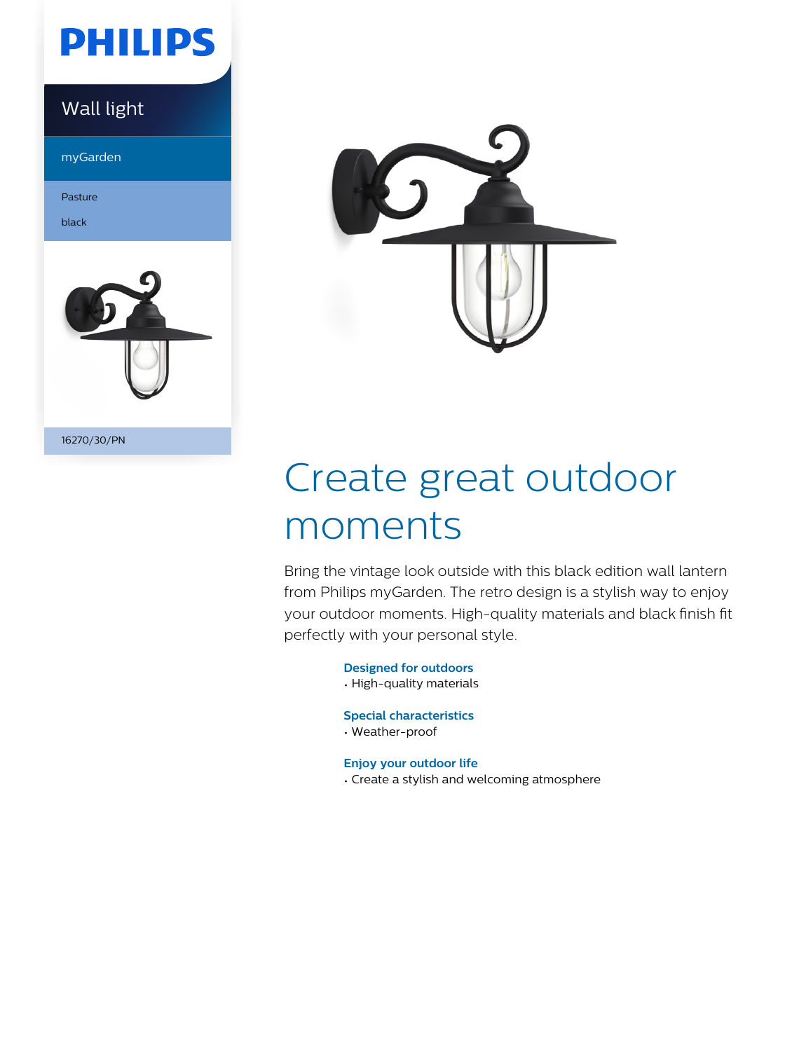PHILIPS

Wall light

myGarden

Pasture

black

16270/30/PN

# Create great outdoor moments

Bring the vintage look outside with this black edition wall lantern from Philips myGarden. The retro design is a stylish way to enjoy your outdoor moments. High-quality materials and black finish fit perfectly with your personal style.

**Designed for outdoors**
- High-quality materials

**Special characteristics**
- Weather-proof

**Enjoy your outdoor life**
- Create a stylish and welcoming atmosphere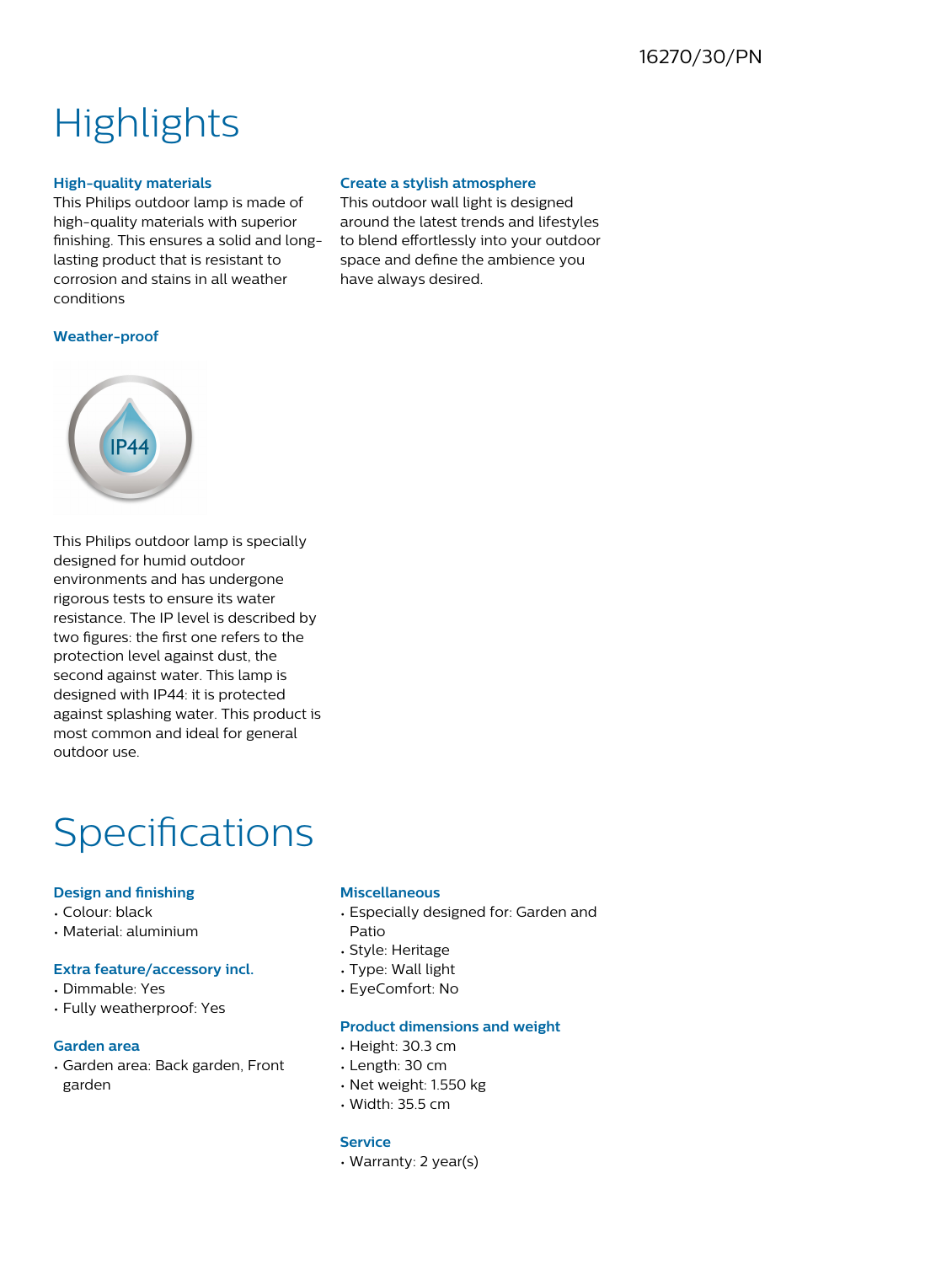16270/30/PN

# Highlights

### High-quality materials

This Philips outdoor lamp is made of high-quality materials with superior finishing. This ensures a solid and long-lasting product that is resistant to corrosion and stains in all weather conditions

### Weather-proof

This Philips outdoor lamp is specially designed for humid outdoor environments and has undergone rigorous tests to ensure its water resistance. The IP level is described by two figures: the first one refers to the protection level against dust, the second against water. This lamp is designed with IP44: it is protected against splashing water. This product is most common and ideal for general outdoor use.

### Create a stylish atmosphere

This outdoor wall light is designed around the latest trends and lifestyles to blend effortlessly into your outdoor space and define the ambience you have always desired.

# Specifications

### Design and finishing

- Colour: black
- Material: aluminium

### Extra feature/accessory incl.

- Dimmable: Yes
- Fully weatherproof: Yes

### Garden area

- Garden area: Back garden, Front garden

### Miscellaneous

- Especially designed for: Garden and Patio
- Style: Heritage
- Type: Wall light
- EyeComfort: No

### Product dimensions and weight

- Height: 30.3 cm
- Length: 30 cm
- Net weight: 1.550 kg
- Width: 35.5 cm

### Service

- Warranty: 2 year(s)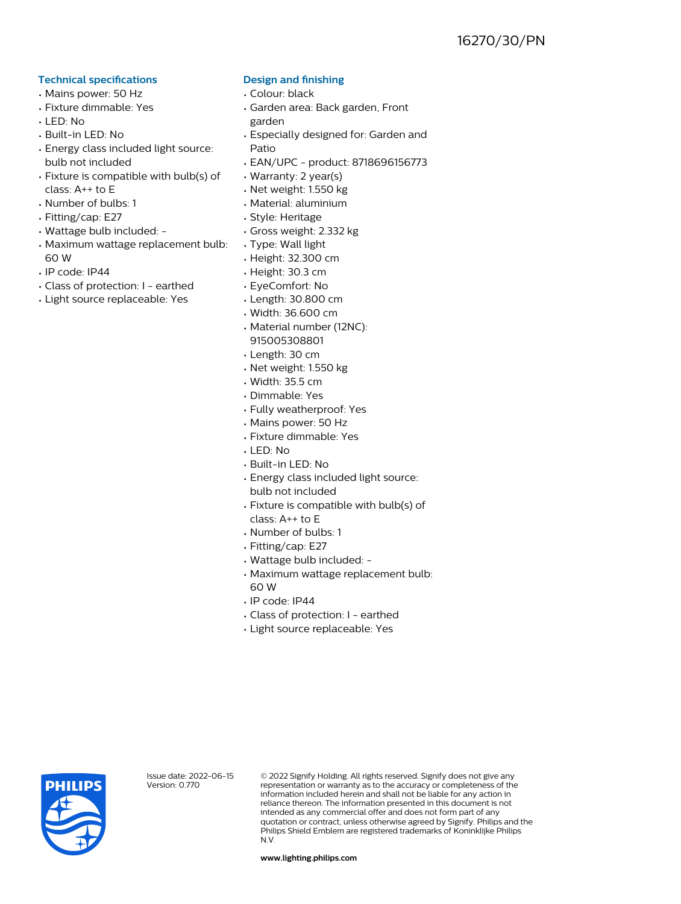16270/30/PN

## Technical specifications

- Mains power: 50 Hz
- Fixture dimmable: Yes
- LED: No
- Built-in LED: No
- Energy class included light source: bulb not included
- Fixture is compatible with bulb(s) of class: A++ to E
- Number of bulbs: 1
- Fitting/cap: E27
- Wattage bulb included: -
- Maximum wattage replacement bulb: 60 W
- IP code: IP44
- Class of protection: I - earthed
- Light source replaceable: Yes

## Design and finishing

- Colour: black
- Garden area: Back garden, Front garden
- Especially designed for: Garden and Patio
- EAN/UPC - product: 8718696156773
- Warranty: 2 year(s)
- Net weight: 1.550 kg
- Material: aluminium
- Style: Heritage
- Gross weight: 2.332 kg
- Type: Wall light
- Height: 32.300 cm
- Height: 30.3 cm
- EyeComfort: No
- Length: 30.800 cm
- Width: 36.600 cm
- Material number (12NC): 915005308801
- Length: 30 cm
- Net weight: 1.550 kg
- Width: 35.5 cm
- Dimmable: Yes
- Fully weatherproof: Yes
- Mains power: 50 Hz
- Fixture dimmable: Yes
- LED: No
- Built-in LED: No
- Energy class included light source: bulb not included
- Fixture is compatible with bulb(s) of class: A++ to E
- Number of bulbs: 1
- Fitting/cap: E27
- Wattage bulb included: -
- Maximum wattage replacement bulb: 60 W
- IP code: IP44
- Class of protection: I - earthed
- Light source replaceable: Yes

PHILIPS

Issue date: 2022-06-15
Version: 0.770

© 2022 Signify Holding. All rights reserved. Signify does not give any representation or warranty as to the accuracy or completeness of the information included herein and shall not be liable for any action in reliance thereon. The information presented in this document is not intended as any commercial offer and does not form part of any quotation or contract, unless otherwise agreed by Signify. Philips and the Philips Shield Emblem are registered trademarks of Koninklijke Philips N.V.

**www.lighting.philips.com**